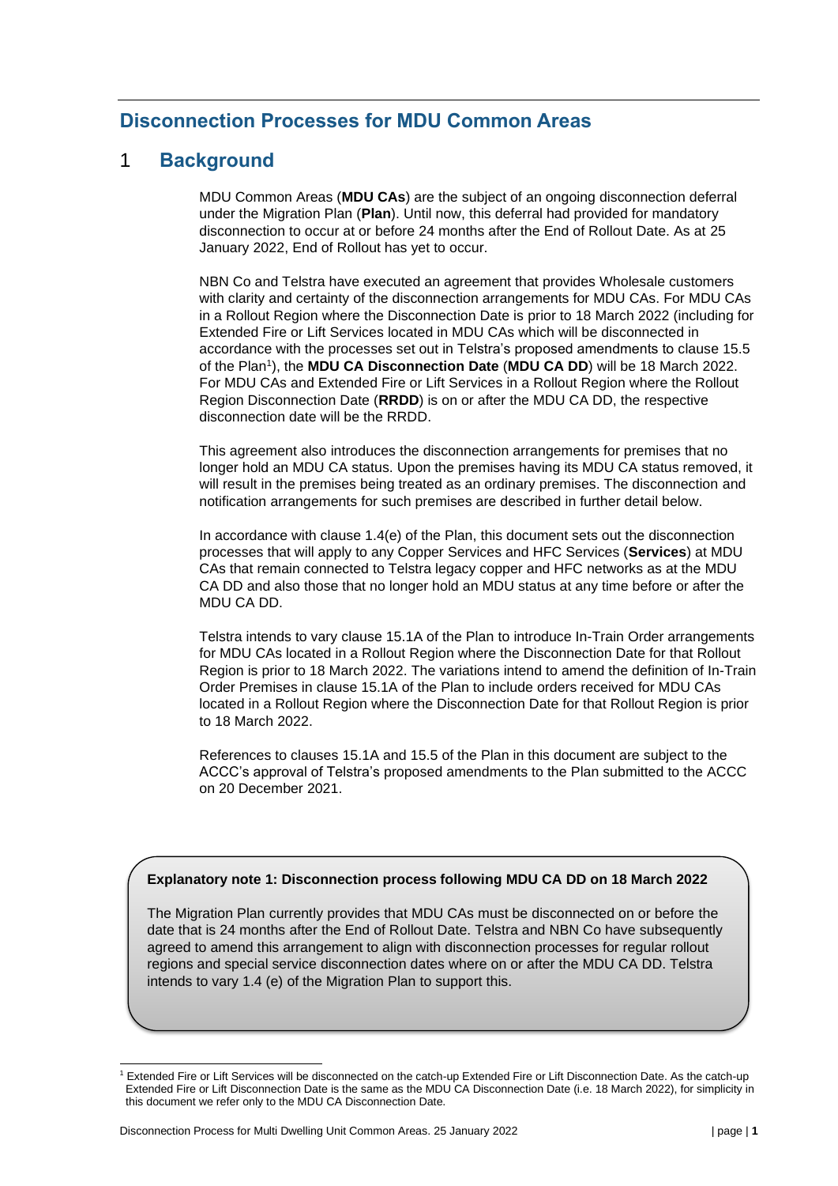# Disconnection Processes for MDU Common Areas

## 1 Background

MDU Common Areas (**MDU CAs**) are the subject of an ongoing disconnection deferral under the Migration Plan (**Plan**). Until now, this deferral had provided for mandatory disconnection to occur at or before 24 months after the End of Rollout Date. As at 25 January 2022, End of Rollout has yet to occur.

NBN Co and Telstra have executed an agreement that provides Wholesale customers with clarity and certainty of the disconnection arrangements for MDU CAs. For MDU CAs in a Rollout Region where the Disconnection Date is prior to 18 March 2022 (including for Extended Fire or Lift Services located in MDU CAs which will be disconnected in accordance with the processes set out in Telstra's proposed amendments to clause 15.5 of the Plan[1]), the **MDU CA Disconnection Date** (**MDU CA DD**) will be 18 March 2022. For MDU CAs and Extended Fire or Lift Services in a Rollout Region where the Rollout Region Disconnection Date (**RRDD**) is on or after the MDU CA DD, the respective disconnection date will be the RRDD.

This agreement also introduces the disconnection arrangements for premises that no longer hold an MDU CA status. Upon the premises having its MDU CA status removed, it will result in the premises being treated as an ordinary premises. The disconnection and notification arrangements for such premises are described in further detail below.

In accordance with clause 1.4(e) of the Plan, this document sets out the disconnection processes that will apply to any Copper Services and HFC Services (**Services**) at MDU CAs that remain connected to Telstra legacy copper and HFC networks as at the MDU CA DD and also those that no longer hold an MDU status at any time before or after the MDU CA DD.

Telstra intends to vary clause 15.1A of the Plan to introduce In-Train Order arrangements for MDU CAs located in a Rollout Region where the Disconnection Date for that Rollout Region is prior to 18 March 2022. The variations intend to amend the definition of In-Train Order Premises in clause 15.1A of the Plan to include orders received for MDU CAs located in a Rollout Region where the Disconnection Date for that Rollout Region is prior to 18 March 2022.

References to clauses 15.1A and 15.5 of the Plan in this document are subject to the ACCC's approval of Telstra's proposed amendments to the Plan submitted to the ACCC on 20 December 2021.

> **Explanatory note 1: Disconnection process following MDU CA DD on 18 March 2022**
>
> The Migration Plan currently provides that MDU CAs must be disconnected on or before the date that is 24 months after the End of Rollout Date. Telstra and NBN Co have subsequently agreed to amend this arrangement to align with disconnection processes for regular rollout regions and special service disconnection dates where on or after the MDU CA DD. Telstra intends to vary 1.4 (e) of the Migration Plan to support this.

[1] Extended Fire or Lift Services will be disconnected on the catch-up Extended Fire or Lift Disconnection Date. As the catch-up Extended Fire or Lift Disconnection Date is the same as the MDU CA Disconnection Date (i.e. 18 March 2022), for simplicity in this document we refer only to the MDU CA Disconnection Date.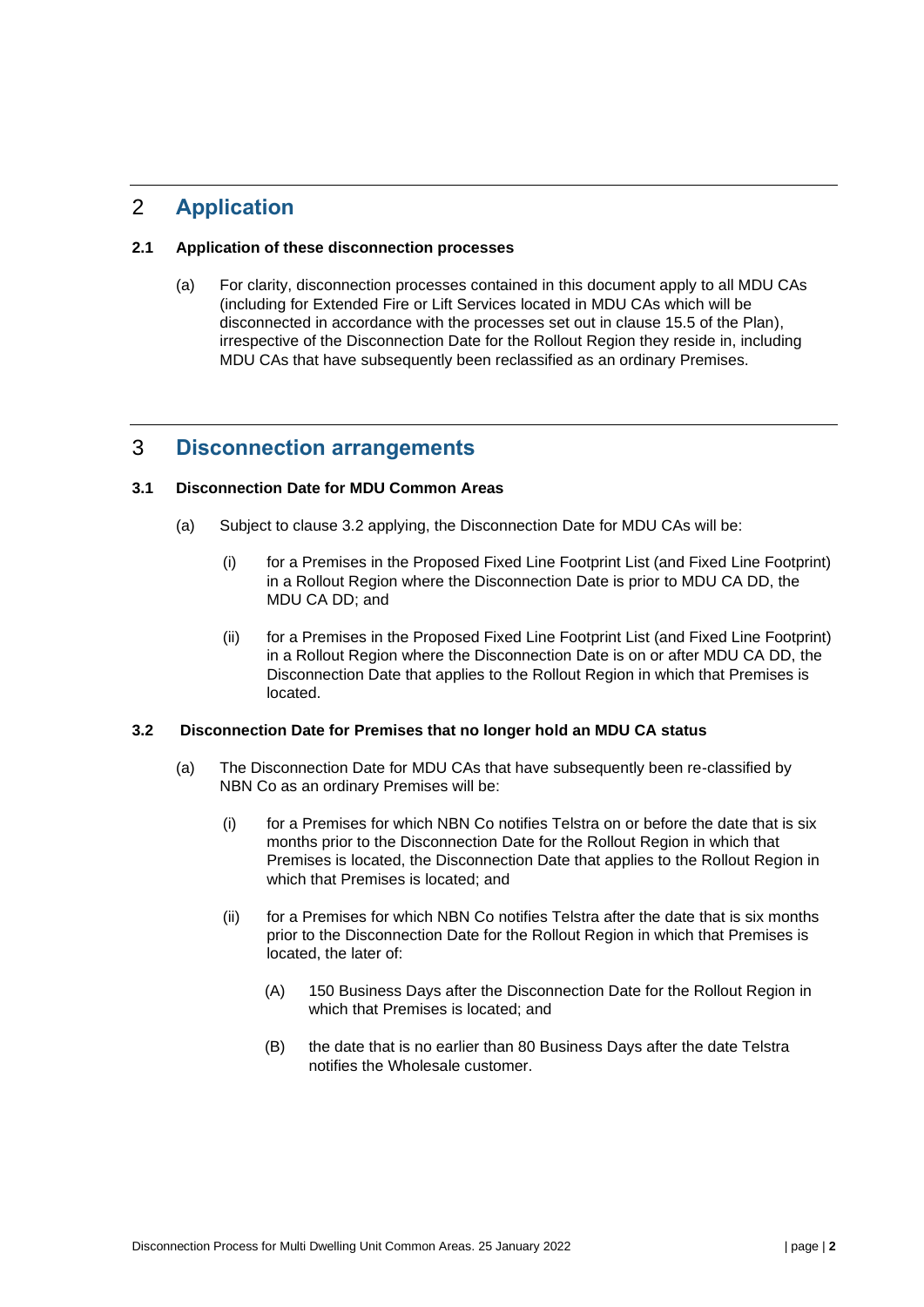## 2 Application

### 2.1 Application of these disconnection processes

(a) For clarity, disconnection processes contained in this document apply to all MDU CAs (including for Extended Fire or Lift Services located in MDU CAs which will be disconnected in accordance with the processes set out in clause 15.5 of the Plan), irrespective of the Disconnection Date for the Rollout Region they reside in, including MDU CAs that have subsequently been reclassified as an ordinary Premises.

## 3 Disconnection arrangements

### 3.1 Disconnection Date for MDU Common Areas

(a) Subject to clause 3.2 applying, the Disconnection Date for MDU CAs will be:

(i) for a Premises in the Proposed Fixed Line Footprint List (and Fixed Line Footprint) in a Rollout Region where the Disconnection Date is prior to MDU CA DD, the MDU CA DD; and

(ii) for a Premises in the Proposed Fixed Line Footprint List (and Fixed Line Footprint) in a Rollout Region where the Disconnection Date is on or after MDU CA DD, the Disconnection Date that applies to the Rollout Region in which that Premises is located.

### 3.2 Disconnection Date for Premises that no longer hold an MDU CA status

(a) The Disconnection Date for MDU CAs that have subsequently been re-classified by NBN Co as an ordinary Premises will be:

(i) for a Premises for which NBN Co notifies Telstra on or before the date that is six months prior to the Disconnection Date for the Rollout Region in which that Premises is located, the Disconnection Date that applies to the Rollout Region in which that Premises is located; and

(ii) for a Premises for which NBN Co notifies Telstra after the date that is six months prior to the Disconnection Date for the Rollout Region in which that Premises is located, the later of:

(A) 150 Business Days after the Disconnection Date for the Rollout Region in which that Premises is located; and

(B) the date that is no earlier than 80 Business Days after the date Telstra notifies the Wholesale customer.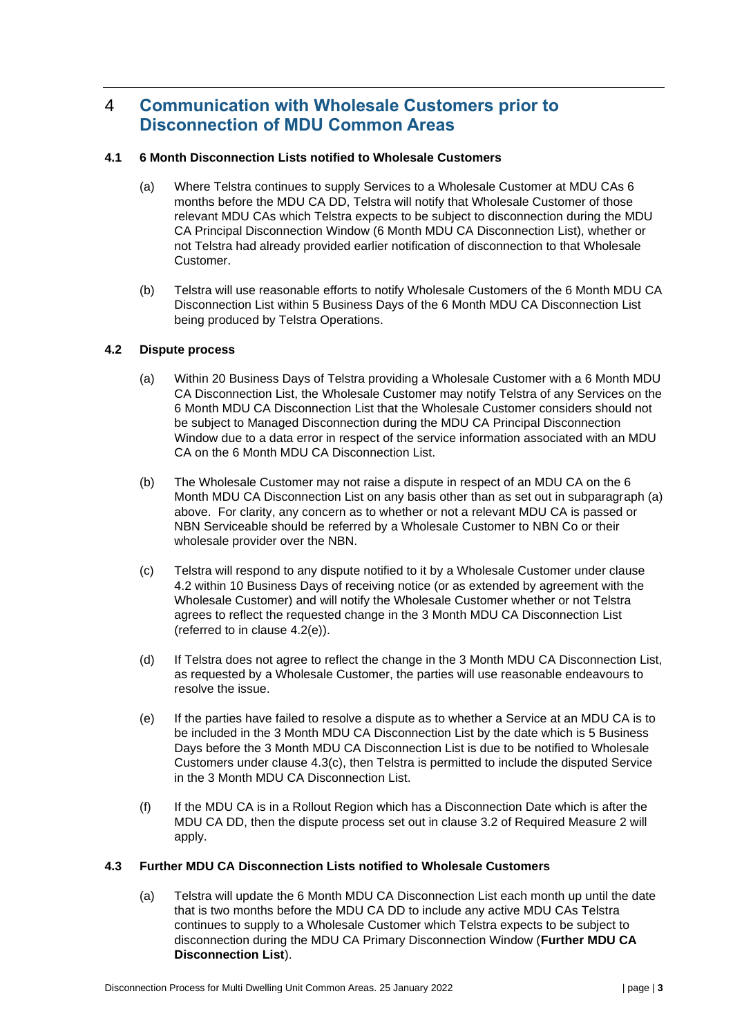# 4 Communication with Wholesale Customers prior to Disconnection of MDU Common Areas

### 4.1 6 Month Disconnection Lists notified to Wholesale Customers

(a) Where Telstra continues to supply Services to a Wholesale Customer at MDU CAs 6 months before the MDU CA DD, Telstra will notify that Wholesale Customer of those relevant MDU CAs which Telstra expects to be subject to disconnection during the MDU CA Principal Disconnection Window (6 Month MDU CA Disconnection List), whether or not Telstra had already provided earlier notification of disconnection to that Wholesale Customer.

(b) Telstra will use reasonable efforts to notify Wholesale Customers of the 6 Month MDU CA Disconnection List within 5 Business Days of the 6 Month MDU CA Disconnection List being produced by Telstra Operations.

### 4.2 Dispute process

(a) Within 20 Business Days of Telstra providing a Wholesale Customer with a 6 Month MDU CA Disconnection List, the Wholesale Customer may notify Telstra of any Services on the 6 Month MDU CA Disconnection List that the Wholesale Customer considers should not be subject to Managed Disconnection during the MDU CA Principal Disconnection Window due to a data error in respect of the service information associated with an MDU CA on the 6 Month MDU CA Disconnection List.

(b) The Wholesale Customer may not raise a dispute in respect of an MDU CA on the 6 Month MDU CA Disconnection List on any basis other than as set out in subparagraph (a) above. For clarity, any concern as to whether or not a relevant MDU CA is passed or NBN Serviceable should be referred by a Wholesale Customer to NBN Co or their wholesale provider over the NBN.

(c) Telstra will respond to any dispute notified to it by a Wholesale Customer under clause 4.2 within 10 Business Days of receiving notice (or as extended by agreement with the Wholesale Customer) and will notify the Wholesale Customer whether or not Telstra agrees to reflect the requested change in the 3 Month MDU CA Disconnection List (referred to in clause 4.2(e)).

(d) If Telstra does not agree to reflect the change in the 3 Month MDU CA Disconnection List, as requested by a Wholesale Customer, the parties will use reasonable endeavours to resolve the issue.

(e) If the parties have failed to resolve a dispute as to whether a Service at an MDU CA is to be included in the 3 Month MDU CA Disconnection List by the date which is 5 Business Days before the 3 Month MDU CA Disconnection List is due to be notified to Wholesale Customers under clause 4.3(c), then Telstra is permitted to include the disputed Service in the 3 Month MDU CA Disconnection List.

(f) If the MDU CA is in a Rollout Region which has a Disconnection Date which is after the MDU CA DD, then the dispute process set out in clause 3.2 of Required Measure 2 will apply.

### 4.3 Further MDU CA Disconnection Lists notified to Wholesale Customers

(a) Telstra will update the 6 Month MDU CA Disconnection List each month up until the date that is two months before the MDU CA DD to include any active MDU CAs Telstra continues to supply to a Wholesale Customer which Telstra expects to be subject to disconnection during the MDU CA Primary Disconnection Window (**Further MDU CA Disconnection List**).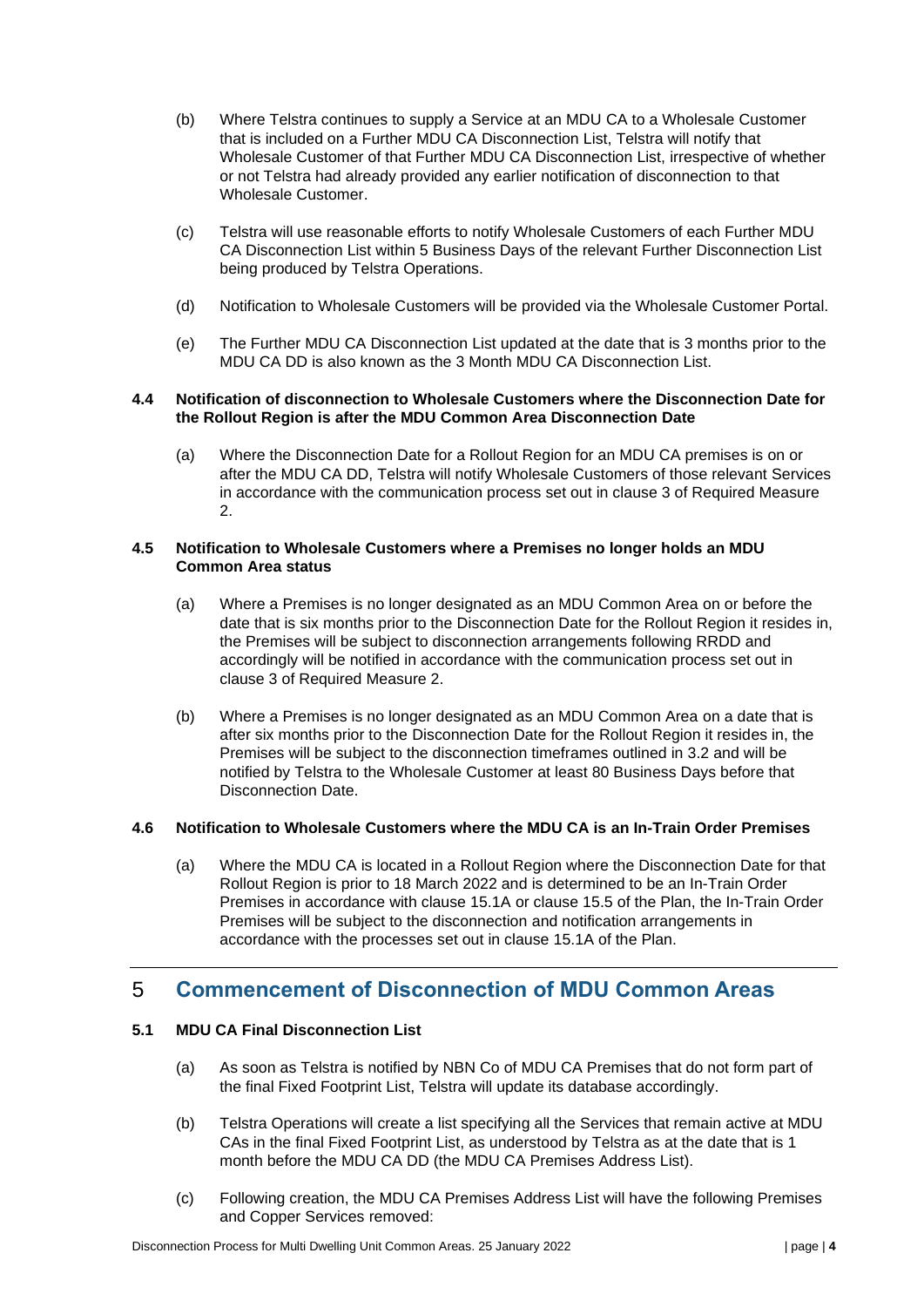(b) Where Telstra continues to supply a Service at an MDU CA to a Wholesale Customer that is included on a Further MDU CA Disconnection List, Telstra will notify that Wholesale Customer of that Further MDU CA Disconnection List, irrespective of whether or not Telstra had already provided any earlier notification of disconnection to that Wholesale Customer.

(c) Telstra will use reasonable efforts to notify Wholesale Customers of each Further MDU CA Disconnection List within 5 Business Days of the relevant Further Disconnection List being produced by Telstra Operations.

(d) Notification to Wholesale Customers will be provided via the Wholesale Customer Portal.

(e) The Further MDU CA Disconnection List updated at the date that is 3 months prior to the MDU CA DD is also known as the 3 Month MDU CA Disconnection List.

### 4.4 Notification of disconnection to Wholesale Customers where the Disconnection Date for the Rollout Region is after the MDU Common Area Disconnection Date

(a) Where the Disconnection Date for a Rollout Region for an MDU CA premises is on or after the MDU CA DD, Telstra will notify Wholesale Customers of those relevant Services in accordance with the communication process set out in clause 3 of Required Measure 2.

### 4.5 Notification to Wholesale Customers where a Premises no longer holds an MDU Common Area status

(a) Where a Premises is no longer designated as an MDU Common Area on or before the date that is six months prior to the Disconnection Date for the Rollout Region it resides in, the Premises will be subject to disconnection arrangements following RRDD and accordingly will be notified in accordance with the communication process set out in clause 3 of Required Measure 2.

(b) Where a Premises is no longer designated as an MDU Common Area on a date that is after six months prior to the Disconnection Date for the Rollout Region it resides in, the Premises will be subject to the disconnection timeframes outlined in 3.2 and will be notified by Telstra to the Wholesale Customer at least 80 Business Days before that Disconnection Date.

### 4.6 Notification to Wholesale Customers where the MDU CA is an In-Train Order Premises

(a) Where the MDU CA is located in a Rollout Region where the Disconnection Date for that Rollout Region is prior to 18 March 2022 and is determined to be an In-Train Order Premises in accordance with clause 15.1A or clause 15.5 of the Plan, the In-Train Order Premises will be subject to the disconnection and notification arrangements in accordance with the processes set out in clause 15.1A of the Plan.

## 5 Commencement of Disconnection of MDU Common Areas

### 5.1 MDU CA Final Disconnection List

(a) As soon as Telstra is notified by NBN Co of MDU CA Premises that do not form part of the final Fixed Footprint List, Telstra will update its database accordingly.

(b) Telstra Operations will create a list specifying all the Services that remain active at MDU CAs in the final Fixed Footprint List, as understood by Telstra as at the date that is 1 month before the MDU CA DD (the MDU CA Premises Address List).

(c) Following creation, the MDU CA Premises Address List will have the following Premises and Copper Services removed: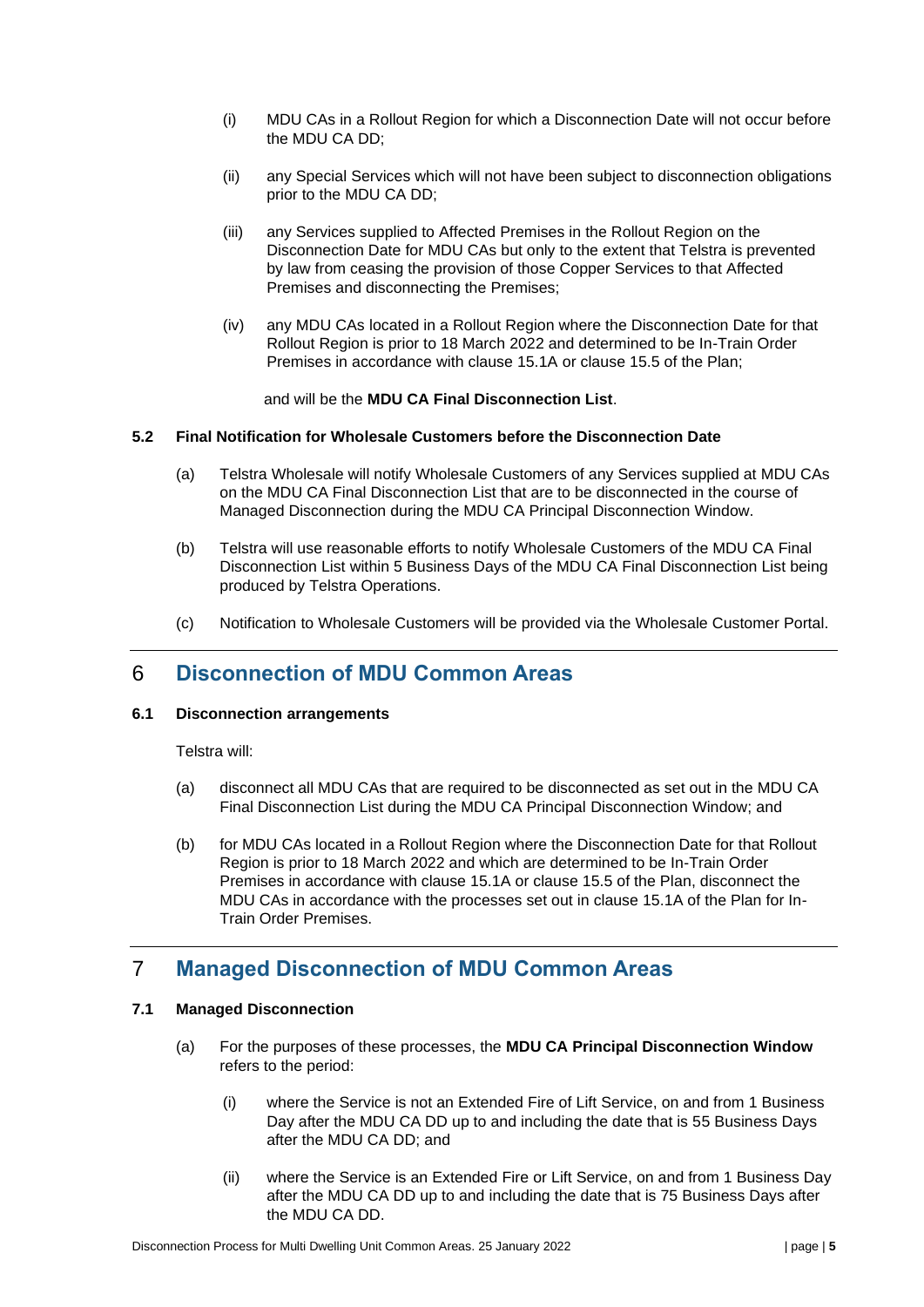(i) MDU CAs in a Rollout Region for which a Disconnection Date will not occur before the MDU CA DD;

(ii) any Special Services which will not have been subject to disconnection obligations prior to the MDU CA DD;

(iii) any Services supplied to Affected Premises in the Rollout Region on the Disconnection Date for MDU CAs but only to the extent that Telstra is prevented by law from ceasing the provision of those Copper Services to that Affected Premises and disconnecting the Premises;

(iv) any MDU CAs located in a Rollout Region where the Disconnection Date for that Rollout Region is prior to 18 March 2022 and determined to be In-Train Order Premises in accordance with clause 15.1A or clause 15.5 of the Plan;

and will be the **MDU CA Final Disconnection List**.

### 5.2 Final Notification for Wholesale Customers before the Disconnection Date

(a) Telstra Wholesale will notify Wholesale Customers of any Services supplied at MDU CAs on the MDU CA Final Disconnection List that are to be disconnected in the course of Managed Disconnection during the MDU CA Principal Disconnection Window.

(b) Telstra will use reasonable efforts to notify Wholesale Customers of the MDU CA Final Disconnection List within 5 Business Days of the MDU CA Final Disconnection List being produced by Telstra Operations.

(c) Notification to Wholesale Customers will be provided via the Wholesale Customer Portal.

## 6 Disconnection of MDU Common Areas

### 6.1 Disconnection arrangements

Telstra will:

(a) disconnect all MDU CAs that are required to be disconnected as set out in the MDU CA Final Disconnection List during the MDU CA Principal Disconnection Window; and

(b) for MDU CAs located in a Rollout Region where the Disconnection Date for that Rollout Region is prior to 18 March 2022 and which are determined to be In-Train Order Premises in accordance with clause 15.1A or clause 15.5 of the Plan, disconnect the MDU CAs in accordance with the processes set out in clause 15.1A of the Plan for In-Train Order Premises.

## 7 Managed Disconnection of MDU Common Areas

### 7.1 Managed Disconnection

(a) For the purposes of these processes, the **MDU CA Principal Disconnection Window** refers to the period:

(i) where the Service is not an Extended Fire of Lift Service, on and from 1 Business Day after the MDU CA DD up to and including the date that is 55 Business Days after the MDU CA DD; and

(ii) where the Service is an Extended Fire or Lift Service, on and from 1 Business Day after the MDU CA DD up to and including the date that is 75 Business Days after the MDU CA DD.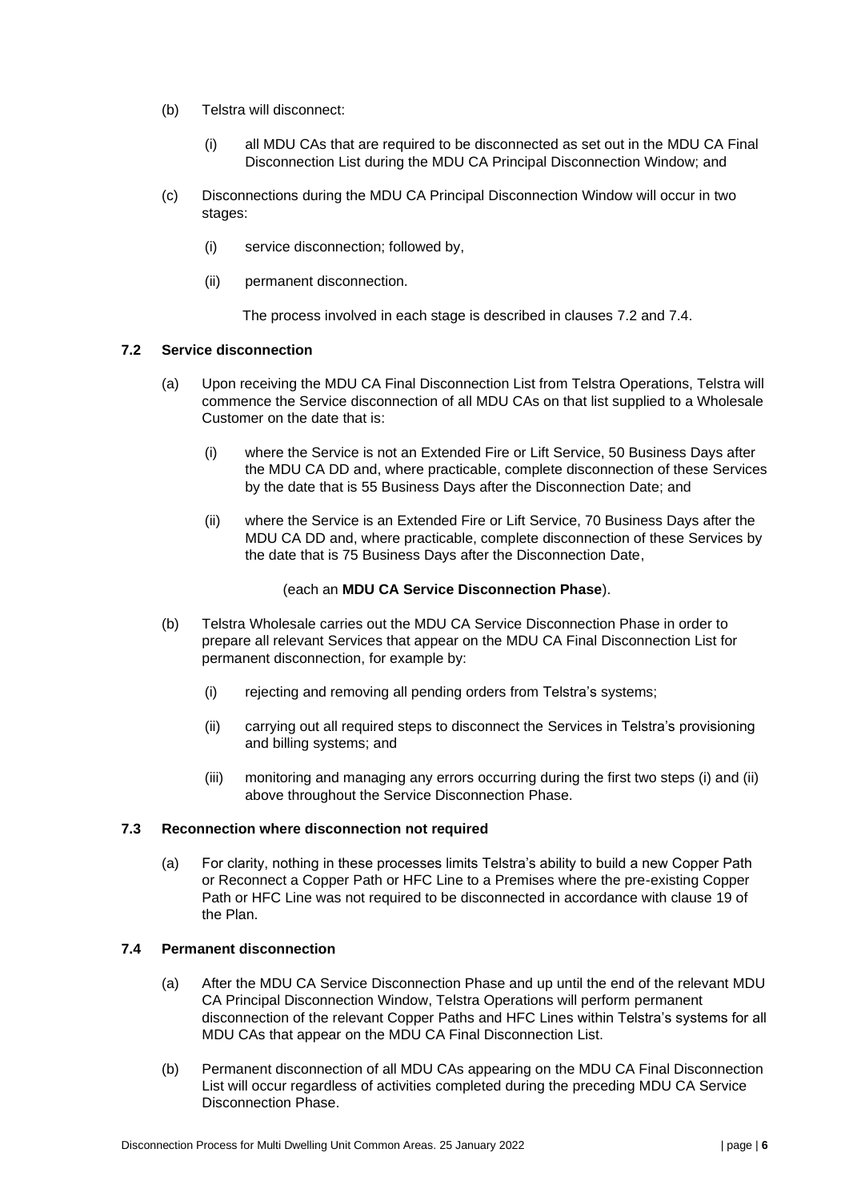(b) Telstra will disconnect:

   (i) all MDU CAs that are required to be disconnected as set out in the MDU CA Final Disconnection List during the MDU CA Principal Disconnection Window; and

(c) Disconnections during the MDU CA Principal Disconnection Window will occur in two stages:

   (i) service disconnection; followed by,

   (ii) permanent disconnection.

   The process involved in each stage is described in clauses 7.2 and 7.4.

### 7.2 Service disconnection

(a) Upon receiving the MDU CA Final Disconnection List from Telstra Operations, Telstra will commence the Service disconnection of all MDU CAs on that list supplied to a Wholesale Customer on the date that is:

   (i) where the Service is not an Extended Fire or Lift Service, 50 Business Days after the MDU CA DD and, where practicable, complete disconnection of these Services by the date that is 55 Business Days after the Disconnection Date; and

   (ii) where the Service is an Extended Fire or Lift Service, 70 Business Days after the MDU CA DD and, where practicable, complete disconnection of these Services by the date that is 75 Business Days after the Disconnection Date,

   (each an **MDU CA Service Disconnection Phase**).

(b) Telstra Wholesale carries out the MDU CA Service Disconnection Phase in order to prepare all relevant Services that appear on the MDU CA Final Disconnection List for permanent disconnection, for example by:

   (i) rejecting and removing all pending orders from Telstra's systems;

   (ii) carrying out all required steps to disconnect the Services in Telstra's provisioning and billing systems; and

   (iii) monitoring and managing any errors occurring during the first two steps (i) and (ii) above throughout the Service Disconnection Phase.

### 7.3 Reconnection where disconnection not required

(a) For clarity, nothing in these processes limits Telstra's ability to build a new Copper Path or Reconnect a Copper Path or HFC Line to a Premises where the pre-existing Copper Path or HFC Line was not required to be disconnected in accordance with clause 19 of the Plan.

### 7.4 Permanent disconnection

(a) After the MDU CA Service Disconnection Phase and up until the end of the relevant MDU CA Principal Disconnection Window, Telstra Operations will perform permanent disconnection of the relevant Copper Paths and HFC Lines within Telstra's systems for all MDU CAs that appear on the MDU CA Final Disconnection List.

(b) Permanent disconnection of all MDU CAs appearing on the MDU CA Final Disconnection List will occur regardless of activities completed during the preceding MDU CA Service Disconnection Phase.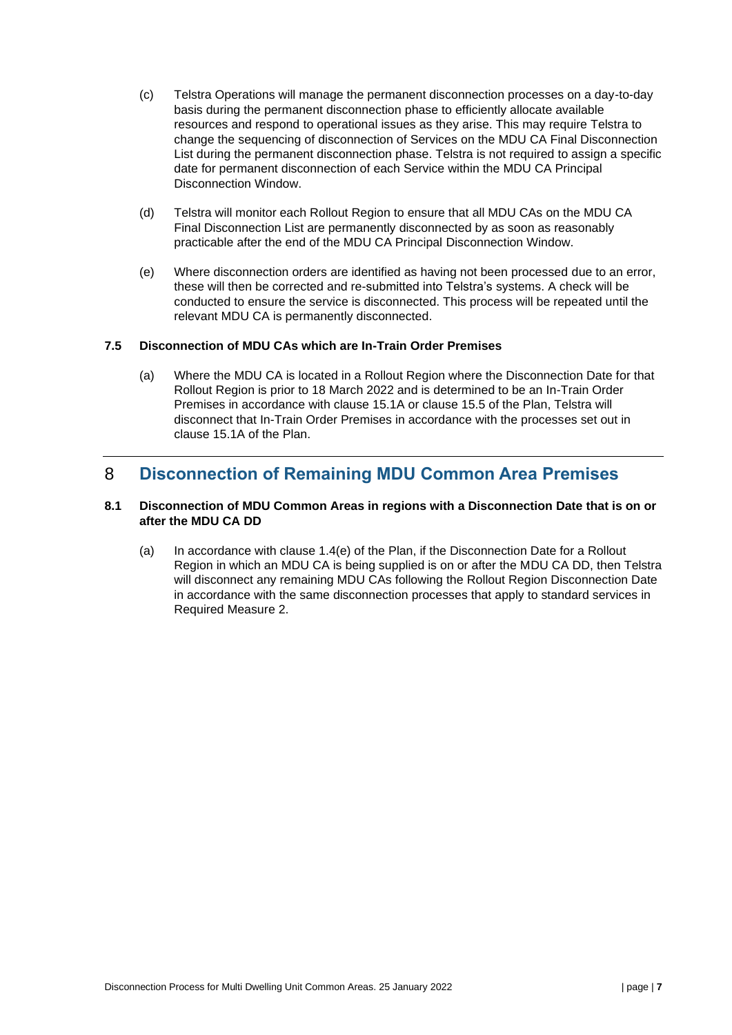(c) Telstra Operations will manage the permanent disconnection processes on a day-to-day basis during the permanent disconnection phase to efficiently allocate available resources and respond to operational issues as they arise. This may require Telstra to change the sequencing of disconnection of Services on the MDU CA Final Disconnection List during the permanent disconnection phase. Telstra is not required to assign a specific date for permanent disconnection of each Service within the MDU CA Principal Disconnection Window.

(d) Telstra will monitor each Rollout Region to ensure that all MDU CAs on the MDU CA Final Disconnection List are permanently disconnected by as soon as reasonably practicable after the end of the MDU CA Principal Disconnection Window.

(e) Where disconnection orders are identified as having not been processed due to an error, these will then be corrected and re-submitted into Telstra's systems. A check will be conducted to ensure the service is disconnected. This process will be repeated until the relevant MDU CA is permanently disconnected.

### 7.5 Disconnection of MDU CAs which are In-Train Order Premises

(a) Where the MDU CA is located in a Rollout Region where the Disconnection Date for that Rollout Region is prior to 18 March 2022 and is determined to be an In-Train Order Premises in accordance with clause 15.1A or clause 15.5 of the Plan, Telstra will disconnect that In-Train Order Premises in accordance with the processes set out in clause 15.1A of the Plan.

## 8 Disconnection of Remaining MDU Common Area Premises

### 8.1 Disconnection of MDU Common Areas in regions with a Disconnection Date that is on or after the MDU CA DD

(a) In accordance with clause 1.4(e) of the Plan, if the Disconnection Date for a Rollout Region in which an MDU CA is being supplied is on or after the MDU CA DD, then Telstra will disconnect any remaining MDU CAs following the Rollout Region Disconnection Date in accordance with the same disconnection processes that apply to standard services in Required Measure 2.